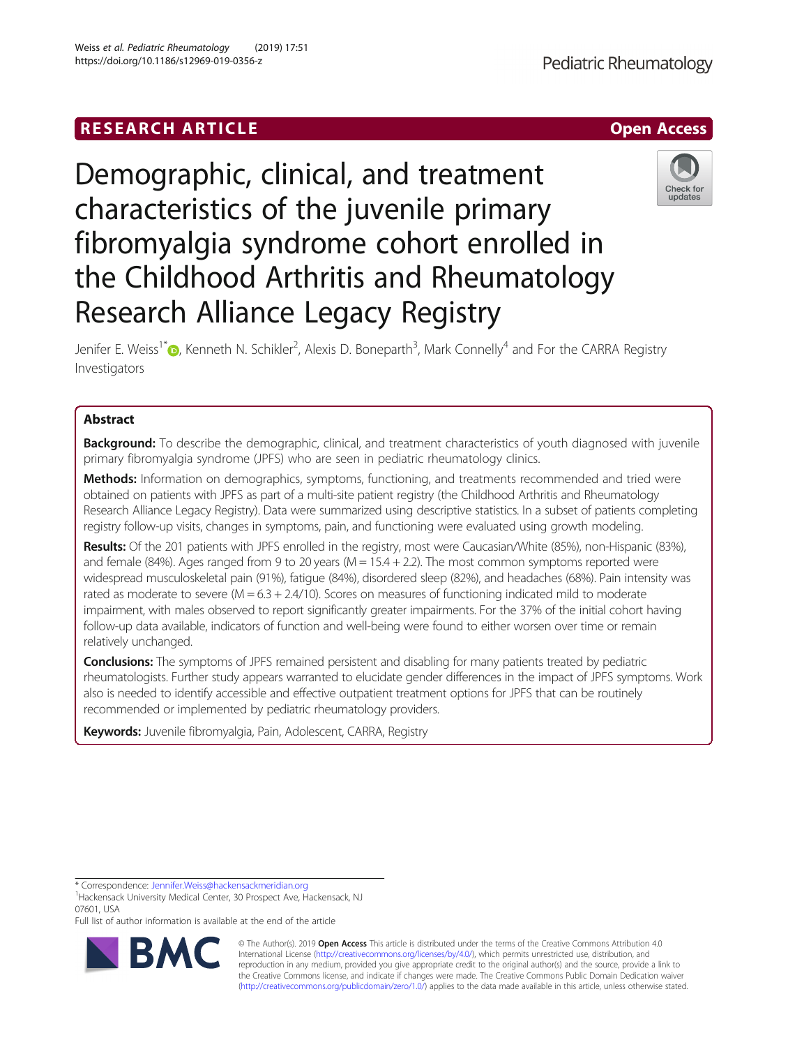RESEARCH ARTICLE

Open Access

# Demographic, clinical, and treatment characteristics of the juvenile primary fibromyalgia syndrome cohort enrolled in the Childhood Arthritis and Rheumatology Research Alliance Legacy Registry

Jenifer E. Weiss[1*], Kenneth N. Schikler[2], Alexis D. Boneparth[3], Mark Connelly[4] and For the CARRA Registry Investigators

## Abstract

**Background:** To describe the demographic, clinical, and treatment characteristics of youth diagnosed with juvenile primary fibromyalgia syndrome (JPFS) who are seen in pediatric rheumatology clinics.

**Methods:** Information on demographics, symptoms, functioning, and treatments recommended and tried were obtained on patients with JPFS as part of a multi-site patient registry (the Childhood Arthritis and Rheumatology Research Alliance Legacy Registry). Data were summarized using descriptive statistics. In a subset of patients completing registry follow-up visits, changes in symptoms, pain, and functioning were evaluated using growth modeling.

**Results:** Of the 201 patients with JPFS enrolled in the registry, most were Caucasian/White (85%), non-Hispanic (83%), and female (84%). Ages ranged from 9 to 20 years (M = 15.4 + 2.2). The most common symptoms reported were widespread musculoskeletal pain (91%), fatigue (84%), disordered sleep (82%), and headaches (68%). Pain intensity was rated as moderate to severe (M = 6.3 + 2.4/10). Scores on measures of functioning indicated mild to moderate impairment, with males observed to report significantly greater impairments. For the 37% of the initial cohort having follow-up data available, indicators of function and well-being were found to either worsen over time or remain relatively unchanged.

**Conclusions:** The symptoms of JPFS remained persistent and disabling for many patients treated by pediatric rheumatologists. Further study appears warranted to elucidate gender differences in the impact of JPFS symptoms. Work also is needed to identify accessible and effective outpatient treatment options for JPFS that can be routinely recommended or implemented by pediatric rheumatology providers.

**Keywords:** Juvenile fibromyalgia, Pain, Adolescent, CARRA, Registry

---

* Correspondence: Jennifer.Weiss@hackensackmeridian.org
[1]Hackensack University Medical Center, 30 Prospect Ave, Hackensack, NJ 07601, USA
Full list of author information is available at the end of the article

© The Author(s). 2019 **Open Access** This article is distributed under the terms of the Creative Commons Attribution 4.0 International License (http://creativecommons.org/licenses/by/4.0/), which permits unrestricted use, distribution, and reproduction in any medium, provided you give appropriate credit to the original author(s) and the source, provide a link to the Creative Commons license, and indicate if changes were made. The Creative Commons Public Domain Dedication waiver (http://creativecommons.org/publicdomain/zero/1.0/) applies to the data made available in this article, unless otherwise stated.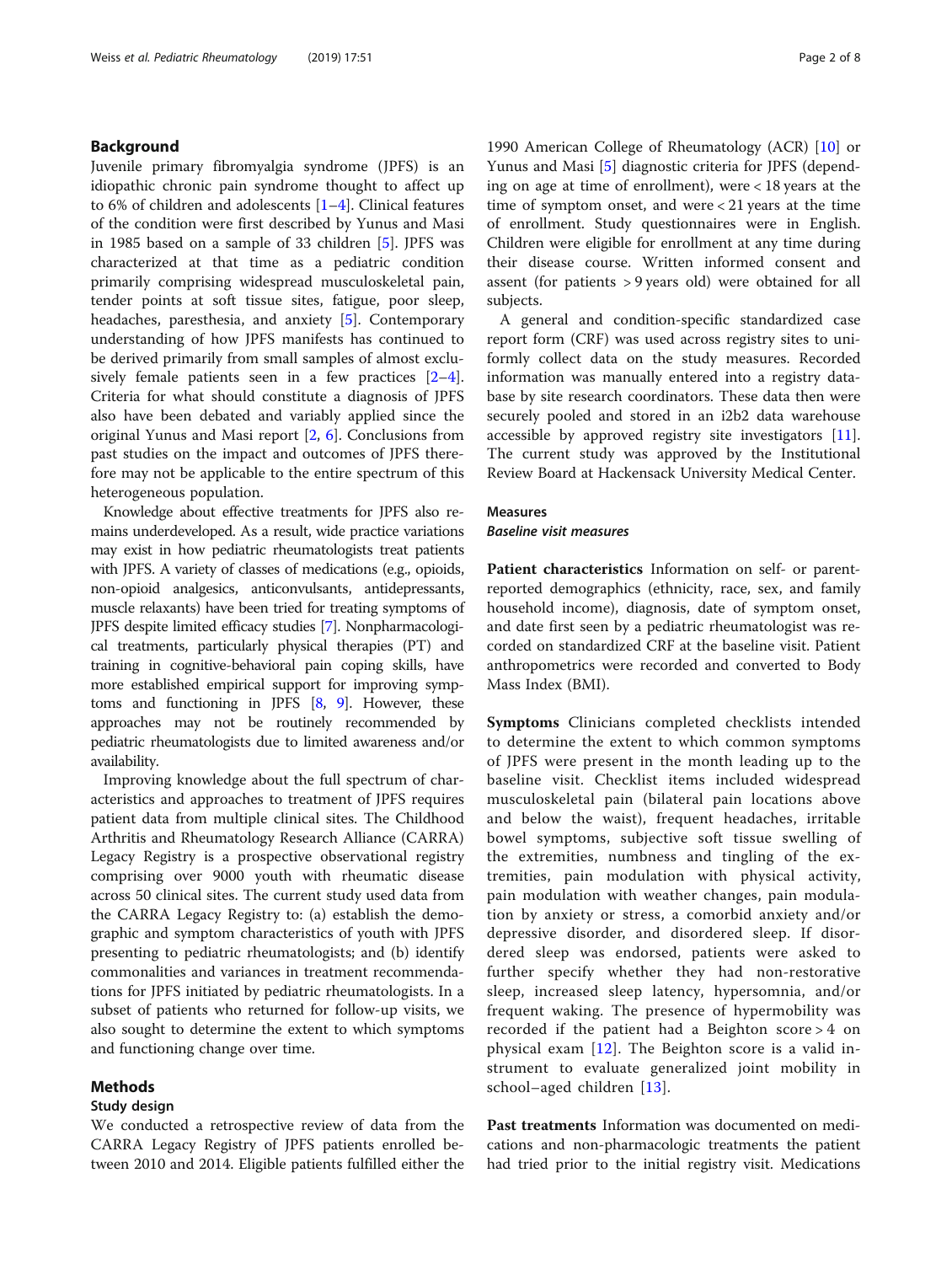## Background

Juvenile primary fibromyalgia syndrome (JPFS) is an idiopathic chronic pain syndrome thought to affect up to 6% of children and adolescents [1–4]. Clinical features of the condition were first described by Yunus and Masi in 1985 based on a sample of 33 children [5]. JPFS was characterized at that time as a pediatric condition primarily comprising widespread musculoskeletal pain, tender points at soft tissue sites, fatigue, poor sleep, headaches, paresthesia, and anxiety [5]. Contemporary understanding of how JPFS manifests has continued to be derived primarily from small samples of almost exclusively female patients seen in a few practices [2–4]. Criteria for what should constitute a diagnosis of JPFS also have been debated and variably applied since the original Yunus and Masi report [2, 6]. Conclusions from past studies on the impact and outcomes of JPFS therefore may not be applicable to the entire spectrum of this heterogeneous population.

Knowledge about effective treatments for JPFS also remains underdeveloped. As a result, wide practice variations may exist in how pediatric rheumatologists treat patients with JPFS. A variety of classes of medications (e.g., opioids, non-opioid analgesics, anticonvulsants, antidepressants, muscle relaxants) have been tried for treating symptoms of JPFS despite limited efficacy studies [7]. Nonpharmacological treatments, particularly physical therapies (PT) and training in cognitive-behavioral pain coping skills, have more established empirical support for improving symptoms and functioning in JPFS [8, 9]. However, these approaches may not be routinely recommended by pediatric rheumatologists due to limited awareness and/or availability.

Improving knowledge about the full spectrum of characteristics and approaches to treatment of JPFS requires patient data from multiple clinical sites. The Childhood Arthritis and Rheumatology Research Alliance (CARRA) Legacy Registry is a prospective observational registry comprising over 9000 youth with rheumatic disease across 50 clinical sites. The current study used data from the CARRA Legacy Registry to: (a) establish the demographic and symptom characteristics of youth with JPFS presenting to pediatric rheumatologists; and (b) identify commonalities and variances in treatment recommendations for JPFS initiated by pediatric rheumatologists. In a subset of patients who returned for follow-up visits, we also sought to determine the extent to which symptoms and functioning change over time.

## Methods

### Study design

We conducted a retrospective review of data from the CARRA Legacy Registry of JPFS patients enrolled between 2010 and 2014. Eligible patients fulfilled either the 1990 American College of Rheumatology (ACR) [10] or Yunus and Masi [5] diagnostic criteria for JPFS (depending on age at time of enrollment), were < 18 years at the time of symptom onset, and were < 21 years at the time of enrollment. Study questionnaires were in English. Children were eligible for enrollment at any time during their disease course. Written informed consent and assent (for patients > 9 years old) were obtained for all subjects.

A general and condition-specific standardized case report form (CRF) was used across registry sites to uniformly collect data on the study measures. Recorded information was manually entered into a registry database by site research coordinators. These data then were securely pooled and stored in an i2b2 data warehouse accessible by approved registry site investigators [11]. The current study was approved by the Institutional Review Board at Hackensack University Medical Center.

### Measures

#### *Baseline visit measures*

**Patient characteristics** Information on self- or parent-reported demographics (ethnicity, race, sex, and family household income), diagnosis, date of symptom onset, and date first seen by a pediatric rheumatologist was recorded on standardized CRF at the baseline visit. Patient anthropometrics were recorded and converted to Body Mass Index (BMI).

**Symptoms** Clinicians completed checklists intended to determine the extent to which common symptoms of JPFS were present in the month leading up to the baseline visit. Checklist items included widespread musculoskeletal pain (bilateral pain locations above and below the waist), frequent headaches, irritable bowel symptoms, subjective soft tissue swelling of the extremities, numbness and tingling of the extremities, pain modulation with physical activity, pain modulation with weather changes, pain modulation by anxiety or stress, a comorbid anxiety and/or depressive disorder, and disordered sleep. If disordered sleep was endorsed, patients were asked to further specify whether they had non-restorative sleep, increased sleep latency, hypersomnia, and/or frequent waking. The presence of hypermobility was recorded if the patient had a Beighton score > 4 on physical exam [12]. The Beighton score is a valid instrument to evaluate generalized joint mobility in school–aged children [13].

**Past treatments** Information was documented on medications and non-pharmacologic treatments the patient had tried prior to the initial registry visit. Medications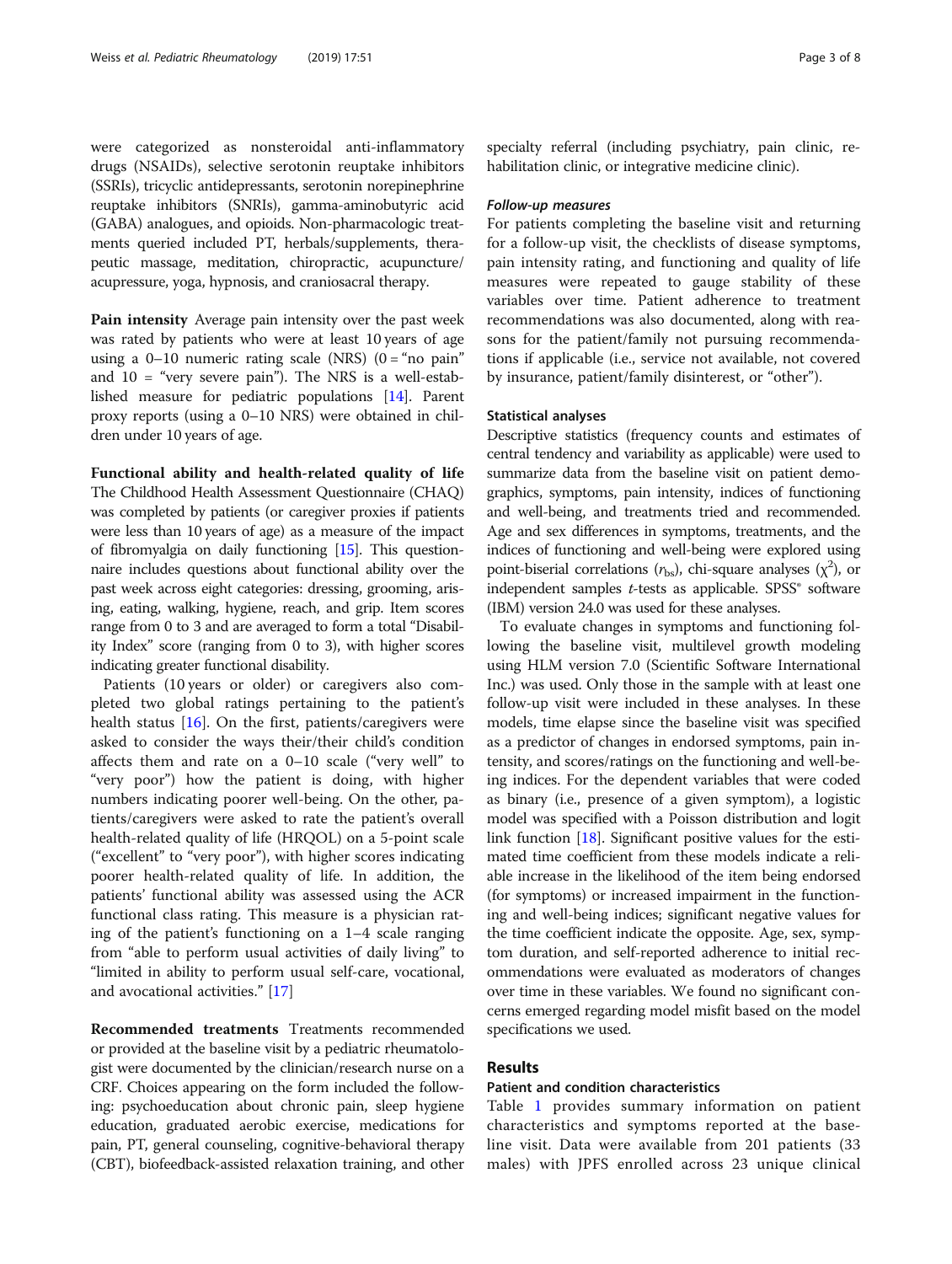were categorized as nonsteroidal anti-inflammatory drugs (NSAIDs), selective serotonin reuptake inhibitors (SSRIs), tricyclic antidepressants, serotonin norepinephrine reuptake inhibitors (SNRIs), gamma-aminobutyric acid (GABA) analogues, and opioids. Non-pharmacologic treatments queried included PT, herbals/supplements, therapeutic massage, meditation, chiropractic, acupuncture/acupressure, yoga, hypnosis, and craniosacral therapy.

**Pain intensity** Average pain intensity over the past week was rated by patients who were at least 10 years of age using a 0–10 numeric rating scale (NRS) (0 = "no pain" and 10 = "very severe pain"). The NRS is a well-established measure for pediatric populations [14]. Parent proxy reports (using a 0–10 NRS) were obtained in children under 10 years of age.

**Functional ability and health-related quality of life** The Childhood Health Assessment Questionnaire (CHAQ) was completed by patients (or caregiver proxies if patients were less than 10 years of age) as a measure of the impact of fibromyalgia on daily functioning [15]. This questionnaire includes questions about functional ability over the past week across eight categories: dressing, grooming, arising, eating, walking, hygiene, reach, and grip. Item scores range from 0 to 3 and are averaged to form a total "Disability Index" score (ranging from 0 to 3), with higher scores indicating greater functional disability.

Patients (10 years or older) or caregivers also completed two global ratings pertaining to the patient's health status [16]. On the first, patients/caregivers were asked to consider the ways their/their child's condition affects them and rate on a 0–10 scale ("very well" to "very poor") how the patient is doing, with higher numbers indicating poorer well-being. On the other, patients/caregivers were asked to rate the patient's overall health-related quality of life (HRQOL) on a 5-point scale ("excellent" to "very poor"), with higher scores indicating poorer health-related quality of life. In addition, the patients' functional ability was assessed using the ACR functional class rating. This measure is a physician rating of the patient's functioning on a 1–4 scale ranging from "able to perform usual activities of daily living" to "limited in ability to perform usual self-care, vocational, and avocational activities." [17]

**Recommended treatments** Treatments recommended or provided at the baseline visit by a pediatric rheumatologist were documented by the clinician/research nurse on a CRF. Choices appearing on the form included the following: psychoeducation about chronic pain, sleep hygiene education, graduated aerobic exercise, medications for pain, PT, general counseling, cognitive-behavioral therapy (CBT), biofeedback-assisted relaxation training, and other specialty referral (including psychiatry, pain clinic, rehabilitation clinic, or integrative medicine clinic).

#### *Follow-up measures*

For patients completing the baseline visit and returning for a follow-up visit, the checklists of disease symptoms, pain intensity rating, and functioning and quality of life measures were repeated to gauge stability of these variables over time. Patient adherence to treatment recommendations was also documented, along with reasons for the patient/family not pursuing recommendations if applicable (i.e., service not available, not covered by insurance, patient/family disinterest, or "other").

### Statistical analyses

Descriptive statistics (frequency counts and estimates of central tendency and variability as applicable) were used to summarize data from the baseline visit on patient demographics, symptoms, pain intensity, indices of functioning and well-being, and treatments tried and recommended. Age and sex differences in symptoms, treatments, and the indices of functioning and well-being were explored using point-biserial correlations ($r_{bs}$), chi-square analyses ($\chi^2$), or independent samples *t*-tests as applicable. SPSS® software (IBM) version 24.0 was used for these analyses.

To evaluate changes in symptoms and functioning following the baseline visit, multilevel growth modeling using HLM version 7.0 (Scientific Software International Inc.) was used. Only those in the sample with at least one follow-up visit were included in these analyses. In these models, time elapse since the baseline visit was specified as a predictor of changes in endorsed symptoms, pain intensity, and scores/ratings on the functioning and well-being indices. For the dependent variables that were coded as binary (i.e., presence of a given symptom), a logistic model was specified with a Poisson distribution and logit link function [18]. Significant positive values for the estimated time coefficient from these models indicate a reliable increase in the likelihood of the item being endorsed (for symptoms) or increased impairment in the functioning and well-being indices; significant negative values for the time coefficient indicate the opposite. Age, sex, symptom duration, and self-reported adherence to initial recommendations were evaluated as moderators of changes over time in these variables. We found no significant concerns emerged regarding model misfit based on the model specifications we used.

## Results

### Patient and condition characteristics

Table 1 provides summary information on patient characteristics and symptoms reported at the baseline visit. Data were available from 201 patients (33 males) with JPFS enrolled across 23 unique clinical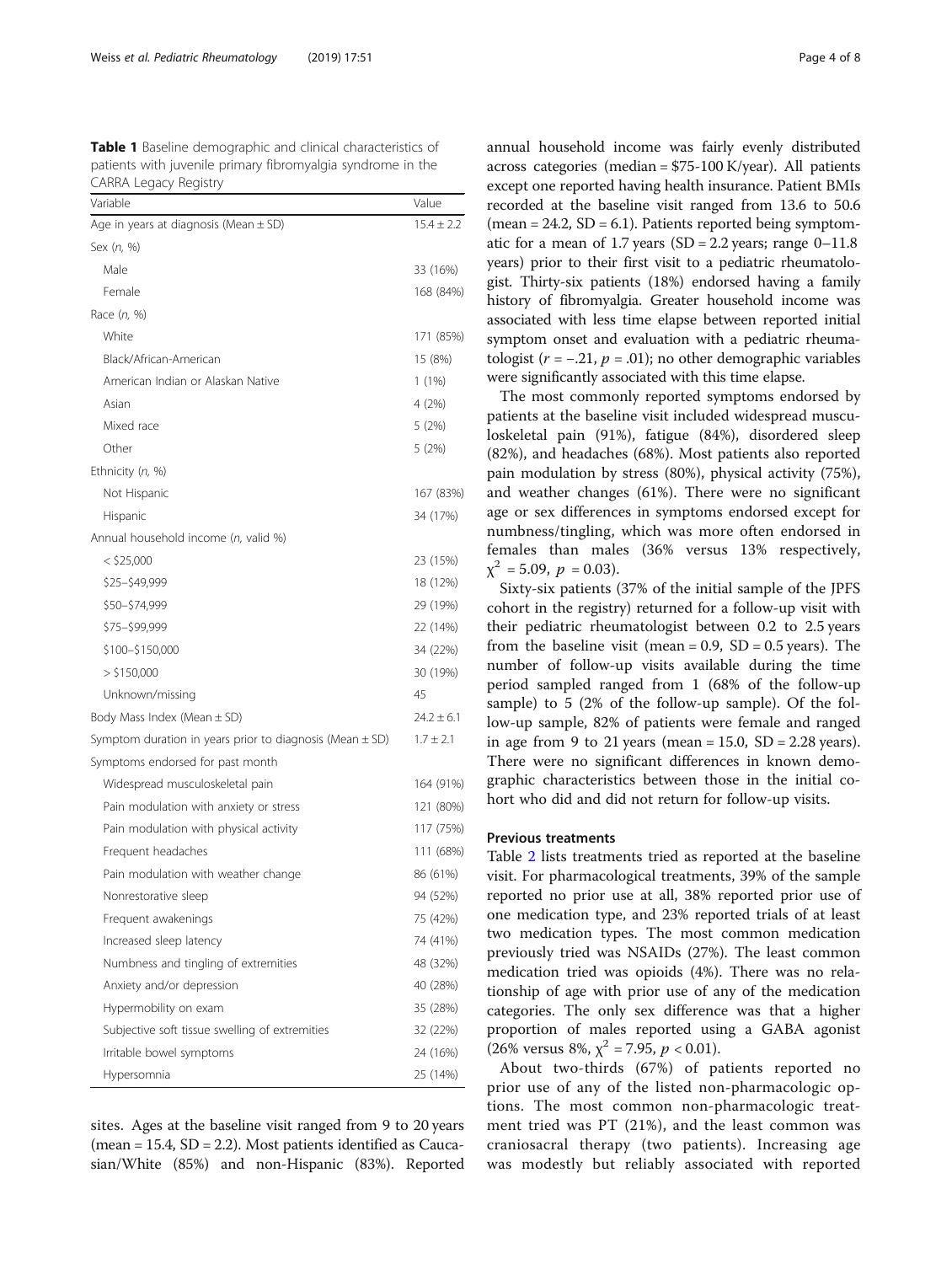**Table 1** Baseline demographic and clinical characteristics of patients with juvenile primary fibromyalgia syndrome in the CARRA Legacy Registry

| Variable | Value |
|---|---|
| Age in years at diagnosis (Mean ± SD) | 15.4 ± 2.2 |
| Sex (*n*, %) | |
| Male | 33 (16%) |
| Female | 168 (84%) |
| Race (*n*, %) | |
| White | 171 (85%) |
| Black/African-American | 15 (8%) |
| American Indian or Alaskan Native | 1 (1%) |
| Asian | 4 (2%) |
| Mixed race | 5 (2%) |
| Other | 5 (2%) |
| Ethnicity (*n*, %) | |
| Not Hispanic | 167 (83%) |
| Hispanic | 34 (17%) |
| Annual household income (*n*, valid %) | |
| < $25,000 | 23 (15%) |
| $25–$49,999 | 18 (12%) |
| $50–$74,999 | 29 (19%) |
| $75–$99,999 | 22 (14%) |
| $100–$150,000 | 34 (22%) |
| > $150,000 | 30 (19%) |
| Unknown/missing | 45 |
| Body Mass Index (Mean ± SD) | 24.2 ± 6.1 |
| Symptom duration in years prior to diagnosis (Mean ± SD) | 1.7 ± 2.1 |
| Symptoms endorsed for past month | |
| Widespread musculoskeletal pain | 164 (91%) |
| Pain modulation with anxiety or stress | 121 (80%) |
| Pain modulation with physical activity | 117 (75%) |
| Frequent headaches | 111 (68%) |
| Pain modulation with weather change | 86 (61%) |
| Nonrestorative sleep | 94 (52%) |
| Frequent awakenings | 75 (42%) |
| Increased sleep latency | 74 (41%) |
| Numbness and tingling of extremities | 48 (32%) |
| Anxiety and/or depression | 40 (28%) |
| Hypermobility on exam | 35 (28%) |
| Subjective soft tissue swelling of extremities | 32 (22%) |
| Irritable bowel symptoms | 24 (16%) |
| Hypersomnia | 25 (14%) |

sites. Ages at the baseline visit ranged from 9 to 20 years (mean = 15.4, SD = 2.2). Most patients identified as Caucasian/White (85%) and non-Hispanic (83%). Reported annual household income was fairly evenly distributed across categories (median = $75-100 K/year). All patients except one reported having health insurance. Patient BMIs recorded at the baseline visit ranged from 13.6 to 50.6 (mean = 24.2, SD = 6.1). Patients reported being symptomatic for a mean of 1.7 years (SD = 2.2 years; range 0–11.8 years) prior to their first visit to a pediatric rheumatologist. Thirty-six patients (18%) endorsed having a family history of fibromyalgia. Greater household income was associated with less time elapse between reported initial symptom onset and evaluation with a pediatric rheumatologist ($r = -.21$, $p = .01$); no other demographic variables were significantly associated with this time elapse.

The most commonly reported symptoms endorsed by patients at the baseline visit included widespread musculoskeletal pain (91%), fatigue (84%), disordered sleep (82%), and headaches (68%). Most patients also reported pain modulation by stress (80%), physical activity (75%), and weather changes (61%). There were no significant age or sex differences in symptoms endorsed except for numbness/tingling, which was more often endorsed in females than males (36% versus 13% respectively, $\chi^2 = 5.09$, $p = 0.03$).

Sixty-six patients (37% of the initial sample of the JPFS cohort in the registry) returned for a follow-up visit with their pediatric rheumatologist between 0.2 to 2.5 years from the baseline visit (mean = 0.9, SD = 0.5 years). The number of follow-up visits available during the time period sampled ranged from 1 (68% of the follow-up sample) to 5 (2% of the follow-up sample). Of the follow-up sample, 82% of patients were female and ranged in age from 9 to 21 years (mean = 15.0, SD = 2.28 years). There were no significant differences in known demographic characteristics between those in the initial cohort who did and did not return for follow-up visits.

### Previous treatments

Table 2 lists treatments tried as reported at the baseline visit. For pharmacological treatments, 39% of the sample reported no prior use at all, 38% reported prior use of one medication type, and 23% reported trials of at least two medication types. The most common medication previously tried was NSAIDs (27%). The least common medication tried was opioids (4%). There was no relationship of age with prior use of any of the medication categories. The only sex difference was that a higher proportion of males reported using a GABA agonist (26% versus 8%, $\chi^2 = 7.95$, $p < 0.01$).

About two-thirds (67%) of patients reported no prior use of any of the listed non-pharmacologic options. The most common non-pharmacologic treatment tried was PT (21%), and the least common was craniosacral therapy (two patients). Increasing age was modestly but reliably associated with reported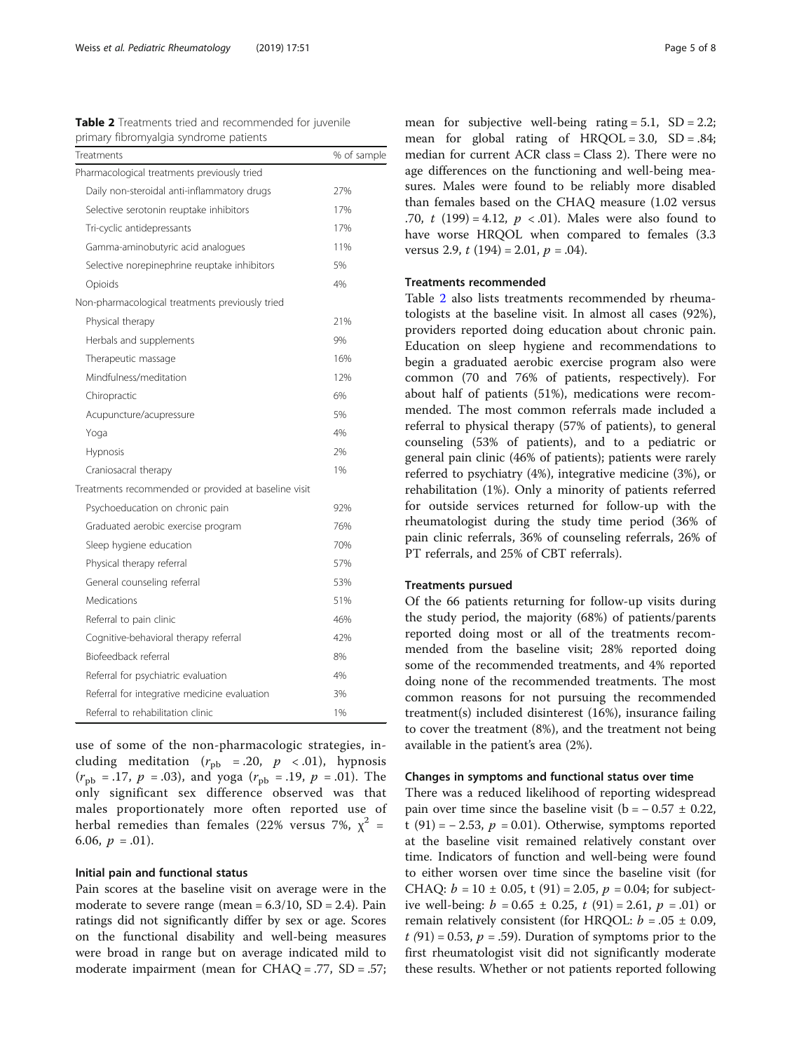**Table 2** Treatments tried and recommended for juvenile primary fibromyalgia syndrome patients

| Treatments | % of sample |
|---|---|
| Pharmacological treatments previously tried | |
| Daily non-steroidal anti-inflammatory drugs | 27% |
| Selective serotonin reuptake inhibitors | 17% |
| Tri-cyclic antidepressants | 17% |
| Gamma-aminobutyric acid analogues | 11% |
| Selective norepinephrine reuptake inhibitors | 5% |
| Opioids | 4% |
| Non-pharmacological treatments previously tried | |
| Physical therapy | 21% |
| Herbals and supplements | 9% |
| Therapeutic massage | 16% |
| Mindfulness/meditation | 12% |
| Chiropractic | 6% |
| Acupuncture/acupressure | 5% |
| Yoga | 4% |
| Hypnosis | 2% |
| Craniosacral therapy | 1% |
| Treatments recommended or provided at baseline visit | |
| Psychoeducation on chronic pain | 92% |
| Graduated aerobic exercise program | 76% |
| Sleep hygiene education | 70% |
| Physical therapy referral | 57% |
| General counseling referral | 53% |
| Medications | 51% |
| Referral to pain clinic | 46% |
| Cognitive-behavioral therapy referral | 42% |
| Biofeedback referral | 8% |
| Referral for psychiatric evaluation | 4% |
| Referral for integrative medicine evaluation | 3% |
| Referral to rehabilitation clinic | 1% |

use of some of the non-pharmacologic strategies, including meditation ($r_{pb}$ = .20, $p$ < .01), hypnosis ($r_{pb}$ = .17, $p$ = .03), and yoga ($r_{pb}$ = .19, $p$ = .01). The only significant sex difference observed was that males proportionately more often reported use of herbal remedies than females (22% versus 7%, $\chi^2$ = 6.06, $p$ = .01).

### Initial pain and functional status

Pain scores at the baseline visit on average were in the moderate to severe range (mean = 6.3/10, SD = 2.4). Pain ratings did not significantly differ by sex or age. Scores on the functional disability and well-being measures were broad in range but on average indicated mild to moderate impairment (mean for CHAQ = .77, SD = .57; mean for subjective well-being rating = 5.1, SD = 2.2; mean for global rating of HRQOL = 3.0, SD = .84; median for current ACR class = Class 2). There were no age differences on the functioning and well-being measures. Males were found to be reliably more disabled than females based on the CHAQ measure (1.02 versus .70, $t$ (199) = 4.12, $p$ < .01). Males were also found to have worse HRQOL when compared to females (3.3 versus 2.9, $t$ (194) = 2.01, $p$ = .04).

### Treatments recommended

Table 2 also lists treatments recommended by rheumatologists at the baseline visit. In almost all cases (92%), providers reported doing education about chronic pain. Education on sleep hygiene and recommendations to begin a graduated aerobic exercise program also were common (70 and 76% of patients, respectively). For about half of patients (51%), medications were recommended. The most common referrals made included a referral to physical therapy (57% of patients), to general counseling (53% of patients), and to a pediatric or general pain clinic (46% of patients); patients were rarely referred to psychiatry (4%), integrative medicine (3%), or rehabilitation (1%). Only a minority of patients referred for outside services returned for follow-up with the rheumatologist during the study time period (36% of pain clinic referrals, 36% of counseling referrals, 26% of PT referrals, and 25% of CBT referrals).

### Treatments pursued

Of the 66 patients returning for follow-up visits during the study period, the majority (68%) of patients/parents reported doing most or all of the treatments recommended from the baseline visit; 28% reported doing some of the recommended treatments, and 4% reported doing none of the recommended treatments. The most common reasons for not pursuing the recommended treatment(s) included disinterest (16%), insurance failing to cover the treatment (8%), and the treatment not being available in the patient's area (2%).

### Changes in symptoms and functional status over time

There was a reduced likelihood of reporting widespread pain over time since the baseline visit (b = − 0.57 ± 0.22, t (91) = − 2.53, $p$ = 0.01). Otherwise, symptoms reported at the baseline visit remained relatively constant over time. Indicators of function and well-being were found to either worsen over time since the baseline visit (for CHAQ: $b$ = 10 ± 0.05, t (91) = 2.05, $p$ = 0.04; for subjective well-being: $b$ = 0.65 ± 0.25, $t$ (91) = 2.61, $p$ = .01) or remain relatively consistent (for HRQOL: $b$ = .05 ± 0.09, $t$ (91) = 0.53, $p$ = .59). Duration of symptoms prior to the first rheumatologist visit did not significantly moderate these results. Whether or not patients reported following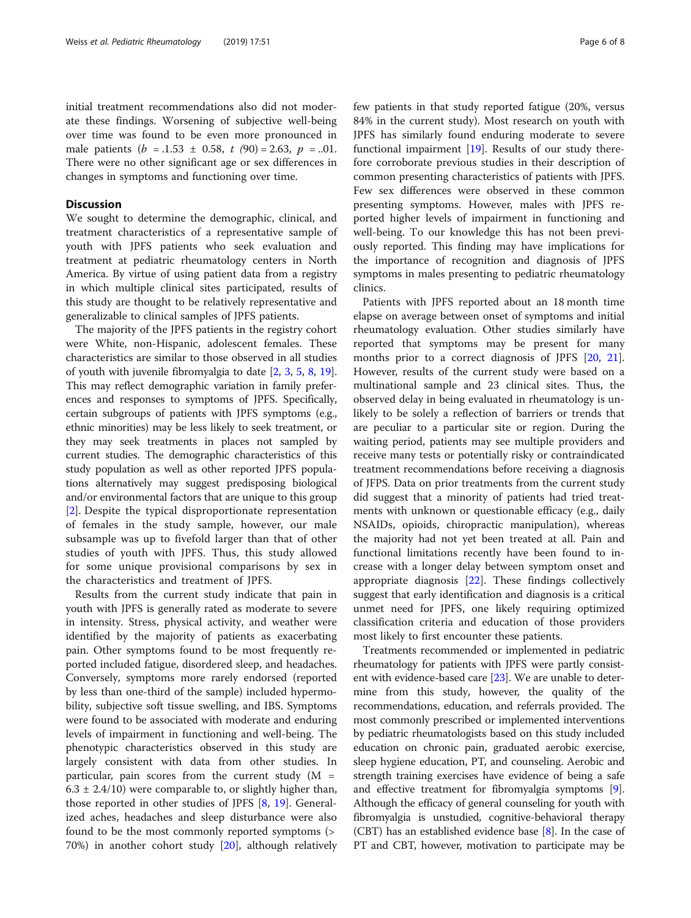initial treatment recommendations also did not moderate these findings. Worsening of subjective well-being over time was found to be even more pronounced in male patients ($b$ = .1.53 ± 0.58, $t$ (90) = 2.63, $p$ = ..01. There were no other significant age or sex differences in changes in symptoms and functioning over time.

## Discussion

We sought to determine the demographic, clinical, and treatment characteristics of a representative sample of youth with JPFS patients who seek evaluation and treatment at pediatric rheumatology centers in North America. By virtue of using patient data from a registry in which multiple clinical sites participated, results of this study are thought to be relatively representative and generalizable to clinical samples of JPFS patients.

The majority of the JPFS patients in the registry cohort were White, non-Hispanic, adolescent females. These characteristics are similar to those observed in all studies of youth with juvenile fibromyalgia to date [2, 3, 5, 8, 19]. This may reflect demographic variation in family preferences and responses to symptoms of JPFS. Specifically, certain subgroups of patients with JPFS symptoms (e.g., ethnic minorities) may be less likely to seek treatment, or they may seek treatments in places not sampled by current studies. The demographic characteristics of this study population as well as other reported JPFS populations alternatively may suggest predisposing biological and/or environmental factors that are unique to this group [2]. Despite the typical disproportionate representation of females in the study sample, however, our male subsample was up to fivefold larger than that of other studies of youth with JPFS. Thus, this study allowed for some unique provisional comparisons by sex in the characteristics and treatment of JPFS.

Results from the current study indicate that pain in youth with JPFS is generally rated as moderate to severe in intensity. Stress, physical activity, and weather were identified by the majority of patients as exacerbating pain. Other symptoms found to be most frequently reported included fatigue, disordered sleep, and headaches. Conversely, symptoms more rarely endorsed (reported by less than one-third of the sample) included hypermobility, subjective soft tissue swelling, and IBS. Symptoms were found to be associated with moderate and enduring levels of impairment in functioning and well-being. The phenotypic characteristics observed in this study are largely consistent with data from other studies. In particular, pain scores from the current study (M = 6.3 ± 2.4/10) were comparable to, or slightly higher than, those reported in other studies of JPFS [8, 19]. Generalized aches, headaches and sleep disturbance were also found to be the most commonly reported symptoms (> 70%) in another cohort study [20], although relatively few patients in that study reported fatigue (20%, versus 84% in the current study). Most research on youth with JPFS has similarly found enduring moderate to severe functional impairment [19]. Results of our study therefore corroborate previous studies in their description of common presenting characteristics of patients with JPFS. Few sex differences were observed in these common presenting symptoms. However, males with JPFS reported higher levels of impairment in functioning and well-being. To our knowledge this has not been previously reported. This finding may have implications for the importance of recognition and diagnosis of JPFS symptoms in males presenting to pediatric rheumatology clinics.

Patients with JPFS reported about an 18 month time elapse on average between onset of symptoms and initial rheumatology evaluation. Other studies similarly have reported that symptoms may be present for many months prior to a correct diagnosis of JPFS [20, 21]. However, results of the current study were based on a multinational sample and 23 clinical sites. Thus, the observed delay in being evaluated in rheumatology is unlikely to be solely a reflection of barriers or trends that are peculiar to a particular site or region. During the waiting period, patients may see multiple providers and receive many tests or potentially risky or contraindicated treatment recommendations before receiving a diagnosis of JFPS. Data on prior treatments from the current study did suggest that a minority of patients had tried treatments with unknown or questionable efficacy (e.g., daily NSAIDs, opioids, chiropractic manipulation), whereas the majority had not yet been treated at all. Pain and functional limitations recently have been found to increase with a longer delay between symptom onset and appropriate diagnosis [22]. These findings collectively suggest that early identification and diagnosis is a critical unmet need for JPFS, one likely requiring optimized classification criteria and education of those providers most likely to first encounter these patients.

Treatments recommended or implemented in pediatric rheumatology for patients with JPFS were partly consistent with evidence-based care [23]. We are unable to determine from this study, however, the quality of the recommendations, education, and referrals provided. The most commonly prescribed or implemented interventions by pediatric rheumatologists based on this study included education on chronic pain, graduated aerobic exercise, sleep hygiene education, PT, and counseling. Aerobic and strength training exercises have evidence of being a safe and effective treatment for fibromyalgia symptoms [9]. Although the efficacy of general counseling for youth with fibromyalgia is unstudied, cognitive-behavioral therapy (CBT) has an established evidence base [8]. In the case of PT and CBT, however, motivation to participate may be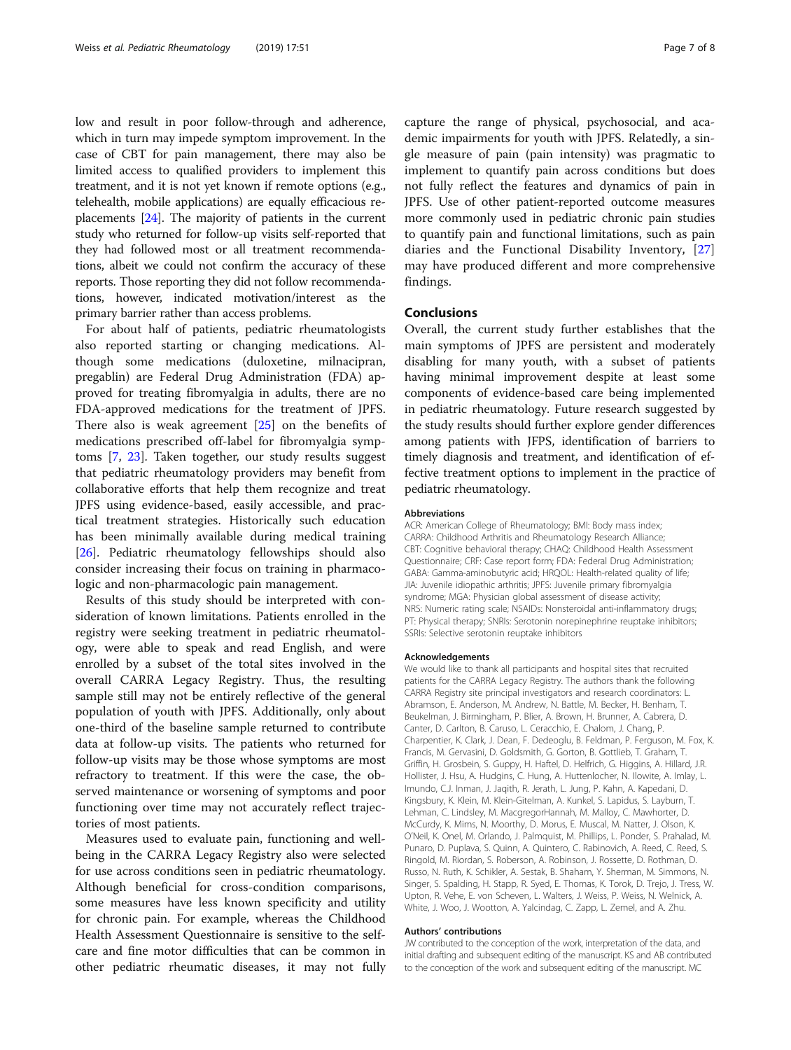low and result in poor follow-through and adherence, which in turn may impede symptom improvement. In the case of CBT for pain management, there may also be limited access to qualified providers to implement this treatment, and it is not yet known if remote options (e.g., telehealth, mobile applications) are equally efficacious replacements [24]. The majority of patients in the current study who returned for follow-up visits self-reported that they had followed most or all treatment recommendations, albeit we could not confirm the accuracy of these reports. Those reporting they did not follow recommendations, however, indicated motivation/interest as the primary barrier rather than access problems.

For about half of patients, pediatric rheumatologists also reported starting or changing medications. Although some medications (duloxetine, milnacipran, pregablin) are Federal Drug Administration (FDA) approved for treating fibromyalgia in adults, there are no FDA-approved medications for the treatment of JPFS. There also is weak agreement [25] on the benefits of medications prescribed off-label for fibromyalgia symptoms [7, 23]. Taken together, our study results suggest that pediatric rheumatology providers may benefit from collaborative efforts that help them recognize and treat JPFS using evidence-based, easily accessible, and practical treatment strategies. Historically such education has been minimally available during medical training [26]. Pediatric rheumatology fellowships should also consider increasing their focus on training in pharmacologic and non-pharmacologic pain management.

Results of this study should be interpreted with consideration of known limitations. Patients enrolled in the registry were seeking treatment in pediatric rheumatology, were able to speak and read English, and were enrolled by a subset of the total sites involved in the overall CARRA Legacy Registry. Thus, the resulting sample still may not be entirely reflective of the general population of youth with JPFS. Additionally, only about one-third of the baseline sample returned to contribute data at follow-up visits. The patients who returned for follow-up visits may be those whose symptoms are most refractory to treatment. If this were the case, the observed maintenance or worsening of symptoms and poor functioning over time may not accurately reflect trajectories of most patients.

Measures used to evaluate pain, functioning and well-being in the CARRA Legacy Registry also were selected for use across conditions seen in pediatric rheumatology. Although beneficial for cross-condition comparisons, some measures have less known specificity and utility for chronic pain. For example, whereas the Childhood Health Assessment Questionnaire is sensitive to the self-care and fine motor difficulties that can be common in other pediatric rheumatic diseases, it may not fully capture the range of physical, psychosocial, and academic impairments for youth with JPFS. Relatedly, a single measure of pain (pain intensity) was pragmatic to implement to quantify pain across conditions but does not fully reflect the features and dynamics of pain in JPFS. Use of other patient-reported outcome measures more commonly used in pediatric chronic pain studies to quantify pain and functional limitations, such as pain diaries and the Functional Disability Inventory, [27] may have produced different and more comprehensive findings.

## Conclusions

Overall, the current study further establishes that the main symptoms of JPFS are persistent and moderately disabling for many youth, with a subset of patients having minimal improvement despite at least some components of evidence-based care being implemented in pediatric rheumatology. Future research suggested by the study results should further explore gender differences among patients with JFPS, identification of barriers to timely diagnosis and treatment, and identification of effective treatment options to implement in the practice of pediatric rheumatology.

### Abbreviations

ACR: American College of Rheumatology; BMI: Body mass index; CARRA: Childhood Arthritis and Rheumatology Research Alliance; CBT: Cognitive behavioral therapy; CHAQ: Childhood Health Assessment Questionnaire; CRF: Case report form; FDA: Federal Drug Administration; GABA: Gamma-aminobutyric acid; HRQOL: Health-related quality of life; JIA: Juvenile idiopathic arthritis; JPFS: Juvenile primary fibromyalgia syndrome; MGA: Physician global assessment of disease activity; NRS: Numeric rating scale; NSAIDs: Nonsteroidal anti-inflammatory drugs; PT: Physical therapy; SNRIs: Serotonin norepinephrine reuptake inhibitors; SSRIs: Selective serotonin reuptake inhibitors

### Acknowledgements

We would like to thank all participants and hospital sites that recruited patients for the CARRA Legacy Registry. The authors thank the following CARRA Registry site principal investigators and research coordinators: L. Abramson, E. Anderson, M. Andrew, N. Battle, M. Becker, H. Benham, T. Beukelman, J. Birmingham, P. Blier, A. Brown, H. Brunner, A. Cabrera, D. Canter, D. Carlton, B. Caruso, L. Ceracchio, E. Chalom, J. Chang, P. Charpentier, K. Clark, J. Dean, F. Dedeoglu, B. Feldman, P. Ferguson, M. Fox, K. Francis, M. Gervasini, D. Goldsmith, G. Gorton, B. Gottlieb, T. Graham, T. Griffin, H. Grosbein, S. Guppy, H. Haftel, D. Helfrich, G. Higgins, A. Hillard, J.R. Hollister, J. Hsu, A. Hudgins, C. Hung, A. Huttenlocher, N. Ilowite, A. Imlay, L. Imundo, C.J. Inman, J. Jaqith, R. Jerath, L. Jung, P. Kahn, A. Kapedani, D. Kingsbury, K. Klein, M. Klein-Gitelman, A. Kunkel, S. Lapidus, S. Layburn, T. Lehman, C. Lindsley, M. MacgregorHannah, M. Malloy, C. Mawhorter, D. McCurdy, K. Mims, N. Moorthy, D. Morus, E. Muscal, M. Natter, J. Olson, K. O'Neil, K. Onel, M. Orlando, J. Palmquist, M. Phillips, L. Ponder, S. Prahalad, M. Punaro, D. Puplava, S. Quinn, A. Quintero, C. Rabinovich, A. Reed, C. Reed, S. Ringold, M. Riordan, S. Roberson, A. Robinson, J. Rossette, D. Rothman, D. Russo, N. Ruth, K. Schikler, A. Sestak, B. Shaham, Y. Sherman, M. Simmons, N. Singer, S. Spalding, H. Stapp, R. Syed, E. Thomas, K. Torok, D. Trejo, J. Tress, W. Upton, R. Vehe, E. von Scheven, L. Walters, J. Weiss, P. Weiss, N. Welnick, A. White, J. Woo, J. Wootton, A. Yalcindag, C. Zapp, L. Zemel, and A. Zhu.

### Authors' contributions

JW contributed to the conception of the work, interpretation of the data, and initial drafting and subsequent editing of the manuscript. KS and AB contributed to the conception of the work and subsequent editing of the manuscript. MC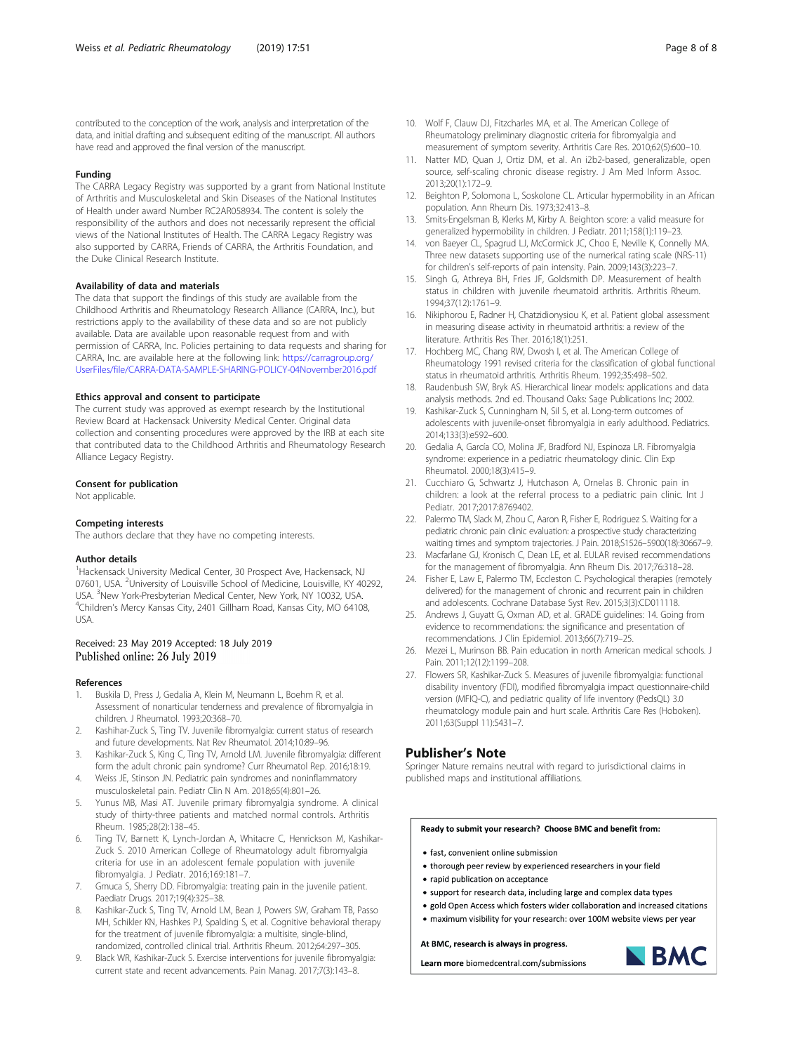contributed to the conception of the work, analysis and interpretation of the data, and initial drafting and subsequent editing of the manuscript. All authors have read and approved the final version of the manuscript.

### Funding

The CARRA Legacy Registry was supported by a grant from National Institute of Arthritis and Musculoskeletal and Skin Diseases of the National Institutes of Health under award Number RC2AR058934. The content is solely the responsibility of the authors and does not necessarily represent the official views of the National Institutes of Health. The CARRA Legacy Registry was also supported by CARRA, Friends of CARRA, the Arthritis Foundation, and the Duke Clinical Research Institute.

### Availability of data and materials

The data that support the findings of this study are available from the Childhood Arthritis and Rheumatology Research Alliance (CARRA, Inc.), but restrictions apply to the availability of these data and so are not publicly available. Data are available upon reasonable request from and with permission of CARRA, Inc. Policies pertaining to data requests and sharing for CARRA, Inc. are available here at the following link: https://carragroup.org/UserFiles/file/CARRA-DATA-SAMPLE-SHARING-POLICY-04November2016.pdf

### Ethics approval and consent to participate

The current study was approved as exempt research by the Institutional Review Board at Hackensack University Medical Center. Original data collection and consenting procedures were approved by the IRB at each site that contributed data to the Childhood Arthritis and Rheumatology Research Alliance Legacy Registry.

### Consent for publication

Not applicable.

### Competing interests

The authors declare that they have no competing interests.

### Author details

[1]Hackensack University Medical Center, 30 Prospect Ave, Hackensack, NJ 07601, USA. [2]University of Louisville School of Medicine, Louisville, KY 40292, USA. [3]New York-Presbyterian Medical Center, New York, NY 10032, USA. [4]Children's Mercy Kansas City, 2401 Gillham Road, Kansas City, MO 64108, USA.

Received: 23 May 2019 Accepted: 18 July 2019
Published online: 26 July 2019

### References

1. Buskila D, Press J, Gedalia A, Klein M, Neumann L, Boehm R, et al. Assessment of nonarticular tenderness and prevalence of fibromyalgia in children. J Rheumatol. 1993;20:368–70.
2. Kashihar-Zuck S, Ting TV. Juvenile fibromyalgia: current status of research and future developments. Nat Rev Rheumatol. 2014;10:89–96.
3. Kashikar-Zuck S, King C, Ting TV, Arnold LM. Juvenile fibromyalgia: different form the adult chronic pain syndrome? Curr Rheumatol Rep. 2016;18:19.
4. Weiss JE, Stinson JN. Pediatric pain syndromes and noninflammatory musculoskeletal pain. Pediatr Clin N Am. 2018;65(4):801–26.
5. Yunus MB, Masi AT. Juvenile primary fibromyalgia syndrome. A clinical study of thirty-three patients and matched normal controls. Arthritis Rheum. 1985;28(2):138–45.
6. Ting TV, Barnett K, Lynch-Jordan A, Whitacre C, Henrickson M, Kashikar-Zuck S. 2010 American College of Rheumatology adult fibromyalgia criteria for use in an adolescent female population with juvenile fibromyalgia. J Pediatr. 2016;169:181–7.
7. Gmuca S, Sherry DD. Fibromyalgia: treating pain in the juvenile patient. Paediatr Drugs. 2017;19(4):325–38.
8. Kashikar-Zuck S, Ting TV, Arnold LM, Bean J, Powers SW, Graham TB, Passo MH, Schikler KN, Hashkes PJ, Spalding S, et al. Cognitive behavioral therapy for the treatment of juvenile fibromyalgia: a multisite, single-blind, randomized, controlled clinical trial. Arthritis Rheum. 2012;64:297–305.
9. Black WR, Kashikar-Zuck S. Exercise interventions for juvenile fibromyalgia: current state and recent advancements. Pain Manag. 2017;7(3):143–8.
10. Wolf F, Clauw DJ, Fitzcharles MA, et al. The American College of Rheumatology preliminary diagnostic criteria for fibromyalgia and measurement of symptom severity. Arthritis Care Res. 2010;62(5):600–10.
11. Natter MD, Quan J, Ortiz DM, et al. An i2b2-based, generalizable, open source, self-scaling chronic disease registry. J Am Med Inform Assoc. 2013;20(1):172–9.
12. Beighton P, Solomona L, Soskolone CL. Articular hypermobility in an African population. Ann Rheum Dis. 1973;32:413–8.
13. Smits-Engelsman B, Klerks M, Kirby A. Beighton score: a valid measure for generalized hypermobility in children. J Pediatr. 2011;158(1):119–23.
14. von Baeyer CL, Spagrud LJ, McCormick JC, Choo E, Neville K, Connelly MA. Three new datasets supporting use of the numerical rating scale (NRS-11) for children's self-reports of pain intensity. Pain. 2009;143(3):223–7.
15. Singh G, Athreya BH, Fries JF, Goldsmith DP. Measurement of health status in children with juvenile rheumatoid arthritis. Arthritis Rheum. 1994;37(12):1761–9.
16. Nikiphorou E, Radner H, Chatzidionysiou K, et al. Patient global assessment in measuring disease activity in rheumatoid arthritis: a review of the literature. Arthritis Res Ther. 2016;18(1):251.
17. Hochberg MC, Chang RW, Dwosh I, et al. The American College of Rheumatology 1991 revised criteria for the classification of global functional status in rheumatoid arthritis. Arthritis Rheum. 1992;35:498–502.
18. Raudenbush SW, Bryk AS. Hierarchical linear models: applications and data analysis methods. 2nd ed. Thousand Oaks: Sage Publications Inc; 2002.
19. Kashikar-Zuck S, Cunningham N, Sil S, et al. Long-term outcomes of adolescents with juvenile-onset fibromyalgia in early adulthood. Pediatrics. 2014;133(3):e592–600.
20. Gedalia A, García CO, Molina JF, Bradford NJ, Espinoza LR. Fibromyalgia syndrome: experience in a pediatric rheumatology clinic. Clin Exp Rheumatol. 2000;18(3):415–9.
21. Cucchiaro G, Schwartz J, Hutchason A, Ornelas B. Chronic pain in children: a look at the referral process to a pediatric pain clinic. Int J Pediatr. 2017;2017:8769402.
22. Palermo TM, Slack M, Zhou C, Aaron R, Fisher E, Rodriguez S. Waiting for a pediatric chronic pain clinic evaluation: a prospective study characterizing waiting times and symptom trajectories. J Pain. 2018;S1526–5900(18):30667–9.
23. Macfarlane GJ, Kronisch C, Dean LE, et al. EULAR revised recommendations for the management of fibromyalgia. Ann Rheum Dis. 2017;76:318–28.
24. Fisher E, Law E, Palermo TM, Eccleston C. Psychological therapies (remotely delivered) for the management of chronic and recurrent pain in children and adolescents. Cochrane Database Syst Rev. 2015;3(3):CD011118.
25. Andrews J, Guyatt G, Oxman AD, et al. GRADE guidelines: 14. Going from evidence to recommendations: the significance and presentation of recommendations. J Clin Epidemiol. 2013;66(7):719–25.
26. Mezei L, Murinson BB. Pain education in north American medical schools. J Pain. 2011;12(12):1199–208.
27. Flowers SR, Kashikar-Zuck S. Measures of juvenile fibromyalgia: functional disability inventory (FDI), modified fibromyalgia impact questionnaire-child version (MFIQ-C), and pediatric quality of life inventory (PedsQL) 3.0 rheumatology module pain and hurt scale. Arthritis Care Res (Hoboken). 2011;63(Suppl 11):S431–7.

## Publisher's Note

Springer Nature remains neutral with regard to jurisdictional claims in published maps and institutional affiliations.

**Ready to submit your research? Choose BMC and benefit from:**

- fast, convenient online submission
- thorough peer review by experienced researchers in your field
- rapid publication on acceptance
- support for research data, including large and complex data types
- gold Open Access which fosters wider collaboration and increased citations
- maximum visibility for your research: over 100M website views per year

**At BMC, research is always in progress.**

**Learn more** biomedcentral.com/submissions